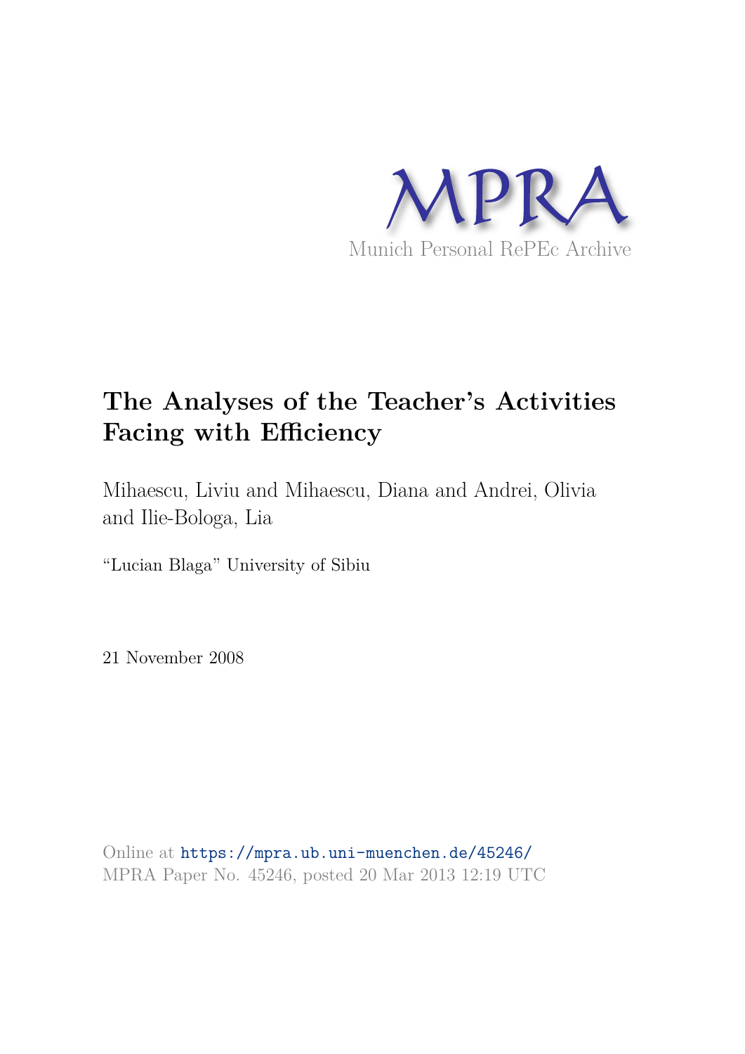MPRA

Munich Personal RePEc Archive

# The Analyses of the Teacher's Activities Facing with Efficiency

Mihaescu, Liviu and Mihaescu, Diana and Andrei, Olivia and Ilie-Bologa, Lia

"Lucian Blaga" University of Sibiu

21 November 2008

Online at https://mpra.ub.uni-muenchen.de/45246/
MPRA Paper No. 45246, posted 20 Mar 2013 12:19 UTC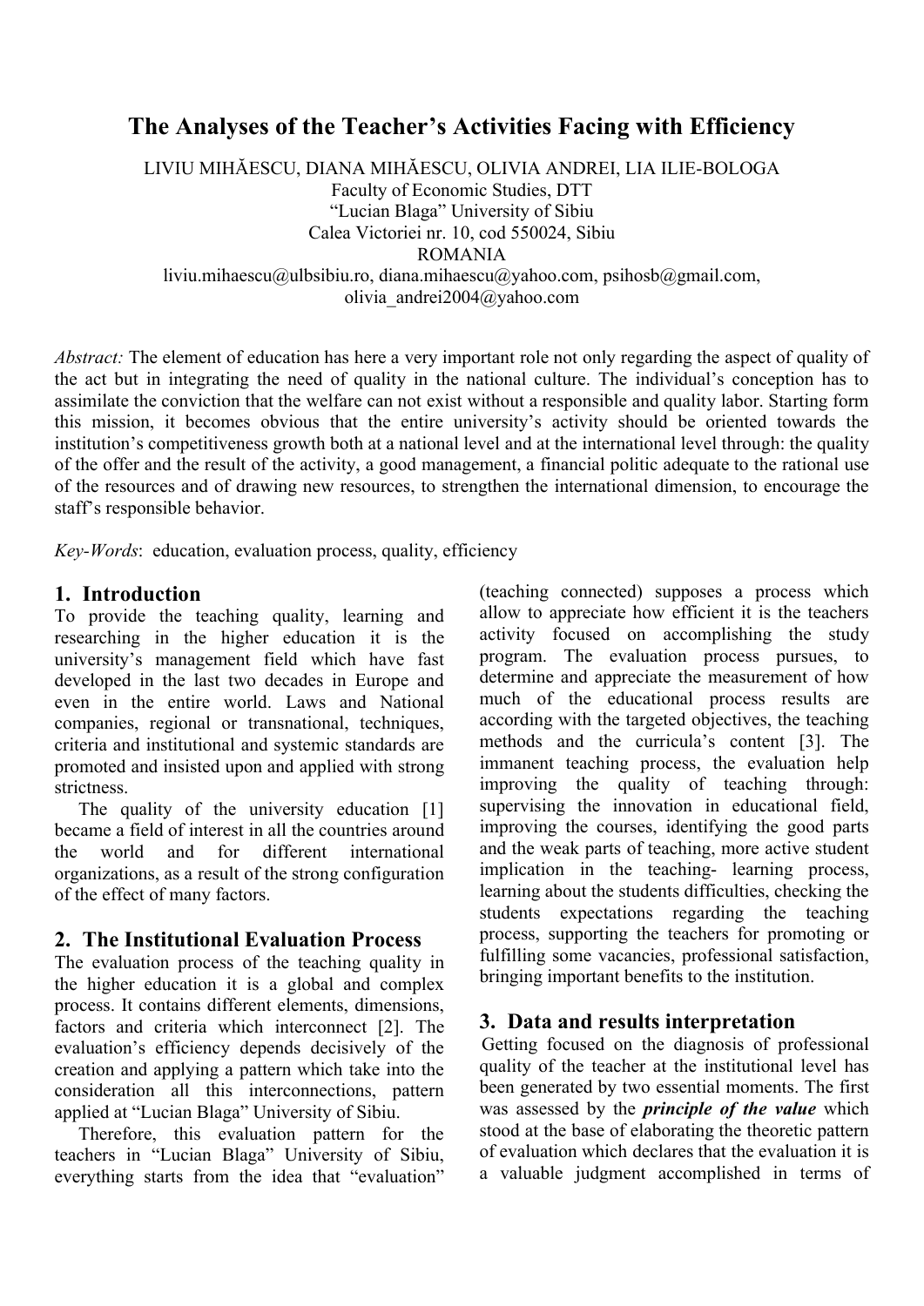# The Analyses of the Teacher's Activities Facing with Efficiency

LIVIU MIHĂESCU, DIANA MIHĂESCU, OLIVIA ANDREI, LIA ILIE-BOLOGA
Faculty of Economic Studies, DTT
"Lucian Blaga" University of Sibiu
Calea Victoriei nr. 10, cod 550024, Sibiu
ROMANIA
liviu.mihaescu@ulbsibiu.ro, diana.mihaescu@yahoo.com, psihosb@gmail.com, olivia_andrei2004@yahoo.com

*Abstract:* The element of education has here a very important role not only regarding the aspect of quality of the act but in integrating the need of quality in the national culture. The individual's conception has to assimilate the conviction that the welfare can not exist without a responsible and quality labor. Starting form this mission, it becomes obvious that the entire university's activity should be oriented towards the institution's competitiveness growth both at a national level and at the international level through: the quality of the offer and the result of the activity, a good management, a financial politic adequate to the rational use of the resources and of drawing new resources, to strengthen the international dimension, to encourage the staff's responsible behavior.

*Key-Words*: education, evaluation process, quality, efficiency

## 1. Introduction

To provide the teaching quality, learning and researching in the higher education it is the university's management field which have fast developed in the last two decades in Europe and even in the entire world. Laws and National companies, regional or transnational, techniques, criteria and institutional and systemic standards are promoted and insisted upon and applied with strong strictness.

The quality of the university education [1] became a field of interest in all the countries around the world and for different international organizations, as a result of the strong configuration of the effect of many factors.

## 2. The Institutional Evaluation Process

The evaluation process of the teaching quality in the higher education it is a global and complex process. It contains different elements, dimensions, factors and criteria which interconnect [2]. The evaluation's efficiency depends decisively of the creation and applying a pattern which take into the consideration all this interconnections, pattern applied at "Lucian Blaga" University of Sibiu.

Therefore, this evaluation pattern for the teachers in "Lucian Blaga" University of Sibiu, everything starts from the idea that "evaluation" (teaching connected) supposes a process which allow to appreciate how efficient it is the teachers activity focused on accomplishing the study program. The evaluation process pursues, to determine and appreciate the measurement of how much of the educational process results are according with the targeted objectives, the teaching methods and the curricula's content [3]. The immanent teaching process, the evaluation help improving the quality of teaching through: supervising the innovation in educational field, improving the courses, identifying the good parts and the weak parts of teaching, more active student implication in the teaching- learning process, learning about the students difficulties, checking the students expectations regarding the teaching process, supporting the teachers for promoting or fulfilling some vacancies, professional satisfaction, bringing important benefits to the institution.

## 3. Data and results interpretation

Getting focused on the diagnosis of professional quality of the teacher at the institutional level has been generated by two essential moments. The first was assessed by the ***principle of the value*** which stood at the base of elaborating the theoretic pattern of evaluation which declares that the evaluation it is a valuable judgment accomplished in terms of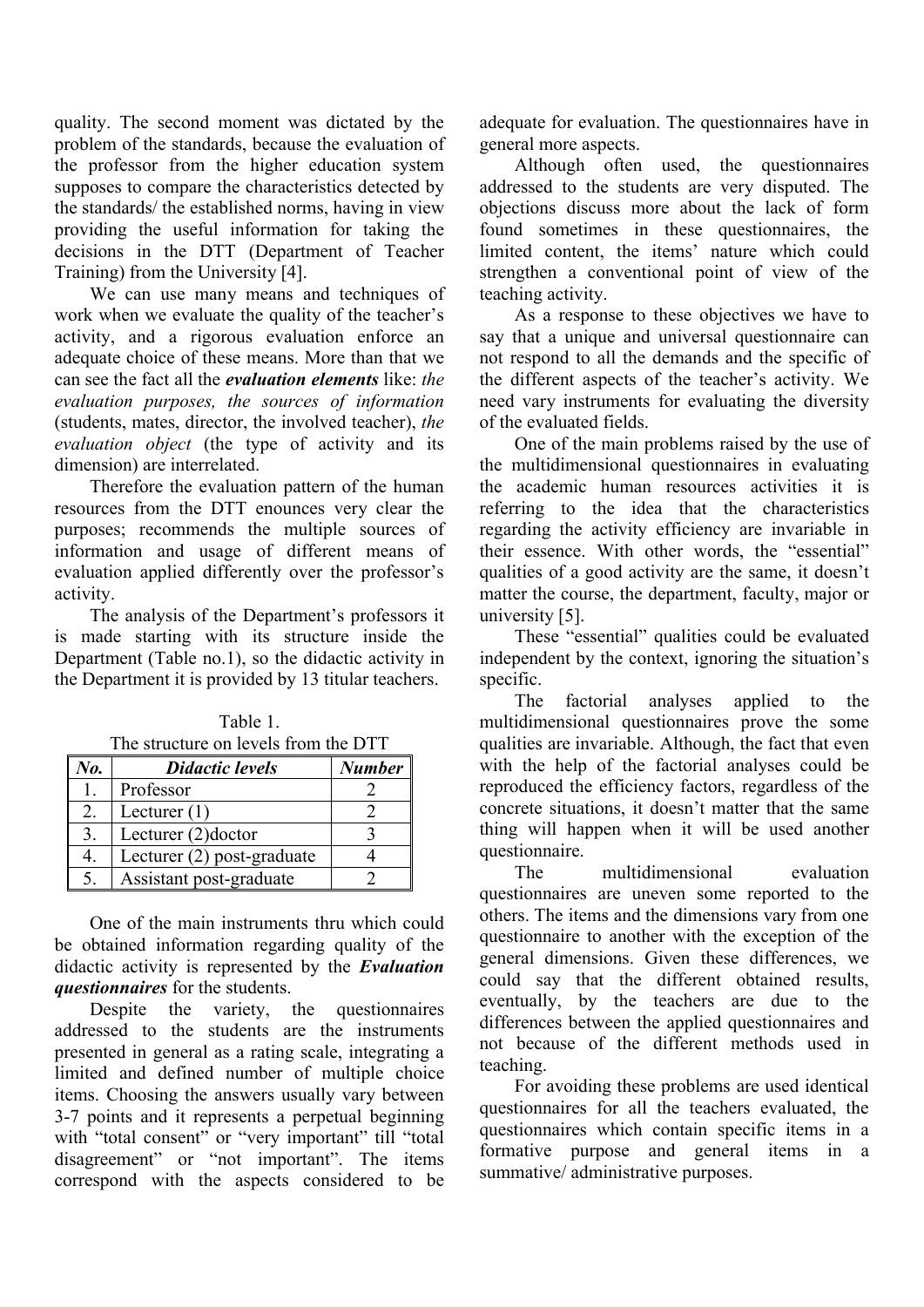quality. The second moment was dictated by the problem of the standards, because the evaluation of the professor from the higher education system supposes to compare the characteristics detected by the standards/ the established norms, having in view providing the useful information for taking the decisions in the DTT (Department of Teacher Training) from the University [4].

We can use many means and techniques of work when we evaluate the quality of the teacher's activity, and a rigorous evaluation enforce an adequate choice of these means. More than that we can see the fact all the ***evaluation elements*** like: *the evaluation purposes, the sources of information* (students, mates, director, the involved teacher), *the evaluation object* (the type of activity and its dimension) are interrelated.

Therefore the evaluation pattern of the human resources from the DTT enounces very clear the purposes; recommends the multiple sources of information and usage of different means of evaluation applied differently over the professor's activity.

The analysis of the Department's professors it is made starting with its structure inside the Department (Table no.1), so the didactic activity in the Department it is provided by 13 titular teachers.

Table 1.
The structure on levels from the DTT

| ***No.*** | ***Didactic levels*** | ***Number*** |
|---|---|---|
| 1. | Professor | 2 |
| 2. | Lecturer (1) | 2 |
| 3. | Lecturer (2)doctor | 3 |
| 4. | Lecturer (2) post-graduate | 4 |
| 5. | Assistant post-graduate | 2 |

One of the main instruments thru which could be obtained information regarding quality of the didactic activity is represented by the ***Evaluation questionnaires*** for the students.

Despite the variety, the questionnaires addressed to the students are the instruments presented in general as a rating scale, integrating a limited and defined number of multiple choice items. Choosing the answers usually vary between 3-7 points and it represents a perpetual beginning with "total consent" or "very important" till "total disagreement" or "not important". The items correspond with the aspects considered to be adequate for evaluation. The questionnaires have in general more aspects.

Although often used, the questionnaires addressed to the students are very disputed. The objections discuss more about the lack of form found sometimes in these questionnaires, the limited content, the items' nature which could strengthen a conventional point of view of the teaching activity.

As a response to these objectives we have to say that a unique and universal questionnaire can not respond to all the demands and the specific of the different aspects of the teacher's activity. We need vary instruments for evaluating the diversity of the evaluated fields.

One of the main problems raised by the use of the multidimensional questionnaires in evaluating the academic human resources activities it is referring to the idea that the characteristics regarding the activity efficiency are invariable in their essence. With other words, the "essential" qualities of a good activity are the same, it doesn't matter the course, the department, faculty, major or university [5].

These "essential" qualities could be evaluated independent by the context, ignoring the situation's specific.

The factorial analyses applied to the multidimensional questionnaires prove the some qualities are invariable. Although, the fact that even with the help of the factorial analyses could be reproduced the efficiency factors, regardless of the concrete situations, it doesn't matter that the same thing will happen when it will be used another questionnaire.

The multidimensional evaluation questionnaires are uneven some reported to the others. The items and the dimensions vary from one questionnaire to another with the exception of the general dimensions. Given these differences, we could say that the different obtained results, eventually, by the teachers are due to the differences between the applied questionnaires and not because of the different methods used in teaching.

For avoiding these problems are used identical questionnaires for all the teachers evaluated, the questionnaires which contain specific items in a formative purpose and general items in a summative/ administrative purposes.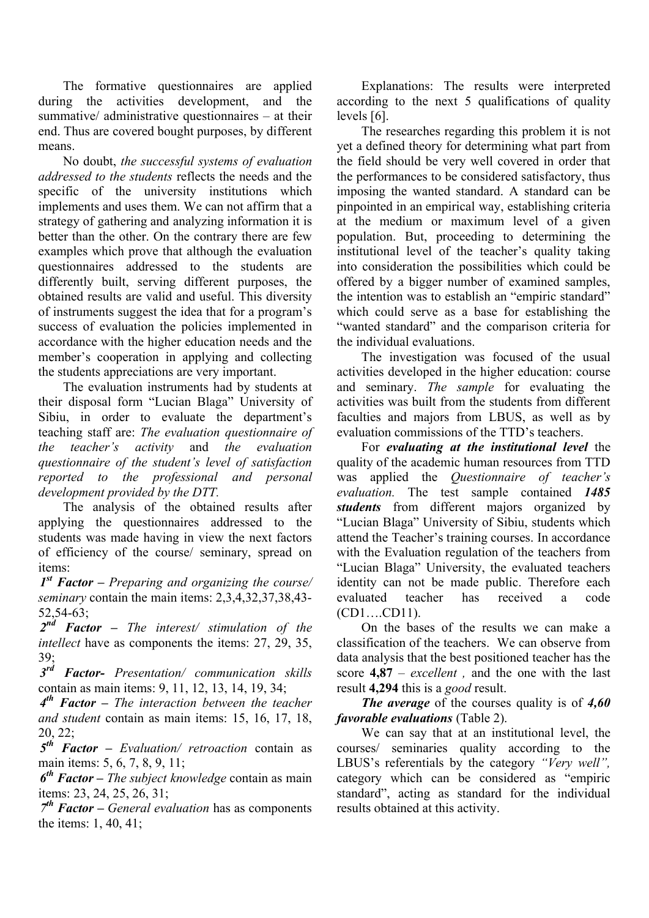The formative questionnaires are applied during the activities development, and the summative/ administrative questionnaires – at their end. Thus are covered bought purposes, by different means.

No doubt, *the successful systems of evaluation addressed to the students* reflects the needs and the specific of the university institutions which implements and uses them. We can not affirm that a strategy of gathering and analyzing information it is better than the other. On the contrary there are few examples which prove that although the evaluation questionnaires addressed to the students are differently built, serving different purposes, the obtained results are valid and useful. This diversity of instruments suggest the idea that for a program's success of evaluation the policies implemented in accordance with the higher education needs and the member's cooperation in applying and collecting the students appreciations are very important.

The evaluation instruments had by students at their disposal form "Lucian Blaga" University of Sibiu, in order to evaluate the department's teaching staff are: *The evaluation questionnaire of the teacher's activity* and *the evaluation questionnaire of the student's level of satisfaction reported to the professional and personal development provided by the DTT.*

The analysis of the obtained results after applying the questionnaires addressed to the students was made having in view the next factors of efficiency of the course/ seminary, spread on items:

***1st Factor –*** *Preparing and organizing the course/ seminary* contain the main items: 2,3,4,32,37,38,43-52,54-63;

***2nd Factor –*** *The interest/ stimulation of the intellect* have as components the items: 27, 29, 35, 39;

***3rd Factor-*** *Presentation/ communication skills* contain as main items: 9, 11, 12, 13, 14, 19, 34;

***4th Factor –*** *The interaction between the teacher and student* contain as main items: 15, 16, 17, 18, 20, 22;

***5th Factor –*** *Evaluation/ retroaction* contain as main items: 5, 6, 7, 8, 9, 11;

***6th Factor –*** *The subject knowledge* contain as main items: 23, 24, 25, 26, 31;

***7th Factor –*** *General evaluation* has as components the items: 1, 40, 41;

Explanations: The results were interpreted according to the next 5 qualifications of quality levels [6].

The researches regarding this problem it is not yet a defined theory for determining what part from the field should be very well covered in order that the performances to be considered satisfactory, thus imposing the wanted standard. A standard can be pinpointed in an empirical way, establishing criteria at the medium or maximum level of a given population. But, proceeding to determining the institutional level of the teacher's quality taking into consideration the possibilities which could be offered by a bigger number of examined samples, the intention was to establish an "empiric standard" which could serve as a base for establishing the "wanted standard" and the comparison criteria for the individual evaluations.

The investigation was focused of the usual activities developed in the higher education: course and seminary. *The sample* for evaluating the activities was built from the students from different faculties and majors from LBUS, as well as by evaluation commissions of the TTD's teachers.

For ***evaluating at the institutional level*** the quality of the academic human resources from TTD was applied the *Questionnaire of teacher's evaluation.* The test sample contained ***1485 students*** from different majors organized by "Lucian Blaga" University of Sibiu, students which attend the Teacher's training courses. In accordance with the Evaluation regulation of the teachers from "Lucian Blaga" University, the evaluated teachers identity can not be made public. Therefore each evaluated teacher has received a code (CD1….CD11).

On the bases of the results we can make a classification of the teachers. We can observe from data analysis that the best positioned teacher has the score **4,87** – *excellent ,* and the one with the last result **4,294** this is a *good* result.

***The average*** of the courses quality is of ***4,60 favorable evaluations*** (Table 2).

We can say that at an institutional level, the courses/ seminaries quality according to the LBUS's referentials by the category *"Very well",* category which can be considered as "empiric standard", acting as standard for the individual results obtained at this activity.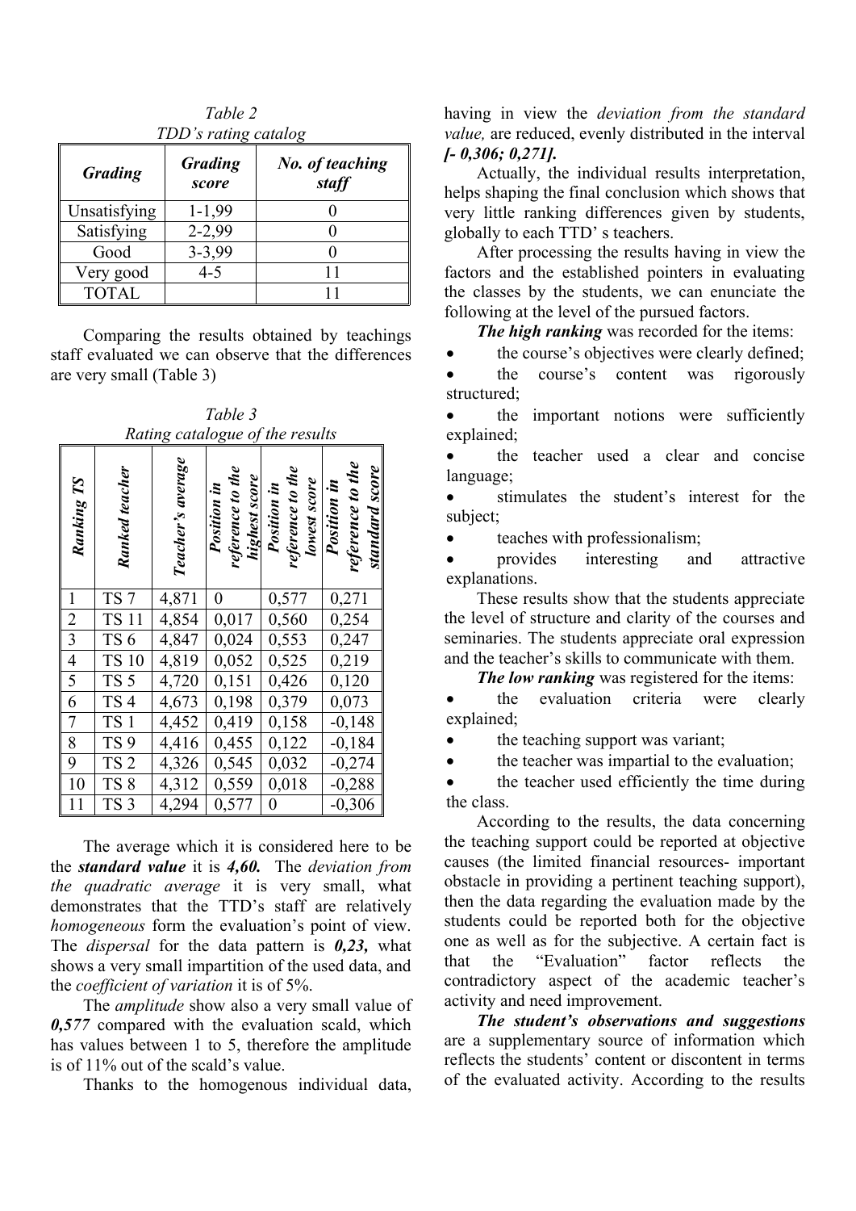*Table 2*
*TDD's rating catalog*

| ***Grading*** | ***Grading score*** | ***No. of teaching staff*** |
|---|---|---|
| Unsatisfying | 1-1,99 | 0 |
| Satisfying | 2-2,99 | 0 |
| Good | 3-3,99 | 0 |
| Very good | 4-5 | 11 |
| TOTAL | | 11 |

Comparing the results obtained by teachings staff evaluated we can observe that the differences are very small (Table 3)

*Table 3*
*Rating catalogue of the results*

| ***Ranking TS*** | ***Ranked teacher*** | ***Teacher's average*** | ***Position in reference to the highest score*** | ***Position in reference to the lowest score*** | ***Position in reference to the standard score*** |
|---|---|---|---|---|---|
| 1 | TS 7 | 4,871 | 0 | 0,577 | 0,271 |
| 2 | TS 11 | 4,854 | 0,017 | 0,560 | 0,254 |
| 3 | TS 6 | 4,847 | 0,024 | 0,553 | 0,247 |
| 4 | TS 10 | 4,819 | 0,052 | 0,525 | 0,219 |
| 5 | TS 5 | 4,720 | 0,151 | 0,426 | 0,120 |
| 6 | TS 4 | 4,673 | 0,198 | 0,379 | 0,073 |
| 7 | TS 1 | 4,452 | 0,419 | 0,158 | -0,148 |
| 8 | TS 9 | 4,416 | 0,455 | 0,122 | -0,184 |
| 9 | TS 2 | 4,326 | 0,545 | 0,032 | -0,274 |
| 10 | TS 8 | 4,312 | 0,559 | 0,018 | -0,288 |
| 11 | TS 3 | 4,294 | 0,577 | 0 | -0,306 |

The average which it is considered here to be the ***standard value*** it is ***4,60.*** The *deviation from the quadratic average* it is very small, what demonstrates that the TTD's staff are relatively *homogeneous* form the evaluation's point of view. The *dispersal* for the data pattern is ***0,23,*** what shows a very small impartition of the used data, and the *coefficient of variation* it is of 5%.

The *amplitude* show also a very small value of ***0,577*** compared with the evaluation scald, which has values between 1 to 5, therefore the amplitude is of 11% out of the scald's value.

Thanks to the homogenous individual data, having in view the *deviation from the standard value,* are reduced, evenly distributed in the interval ***[- 0,306; 0,271].***

Actually, the individual results interpretation, helps shaping the final conclusion which shows that very little ranking differences given by students, globally to each TTD' s teachers.

After processing the results having in view the factors and the established pointers in evaluating the classes by the students, we can enunciate the following at the level of the pursued factors.

***The high ranking*** was recorded for the items:

- the course's objectives were clearly defined;
- the course's content was rigorously structured;
- the important notions were sufficiently explained;
- the teacher used a clear and concise language;
- stimulates the student's interest for the subject;
- teaches with professionalism;
- provides interesting and attractive explanations.

These results show that the students appreciate the level of structure and clarity of the courses and seminaries. The students appreciate oral expression and the teacher's skills to communicate with them.

***The low ranking*** was registered for the items:

- the evaluation criteria were clearly explained;
- the teaching support was variant;
- the teacher was impartial to the evaluation;
- the teacher used efficiently the time during the class.

According to the results, the data concerning the teaching support could be reported at objective causes (the limited financial resources- important obstacle in providing a pertinent teaching support), then the data regarding the evaluation made by the students could be reported both for the objective one as well as for the subjective. A certain fact is that the "Evaluation" factor reflects the contradictory aspect of the academic teacher's activity and need improvement.

***The student's observations and suggestions*** are a supplementary source of information which reflects the students' content or discontent in terms of the evaluated activity. According to the results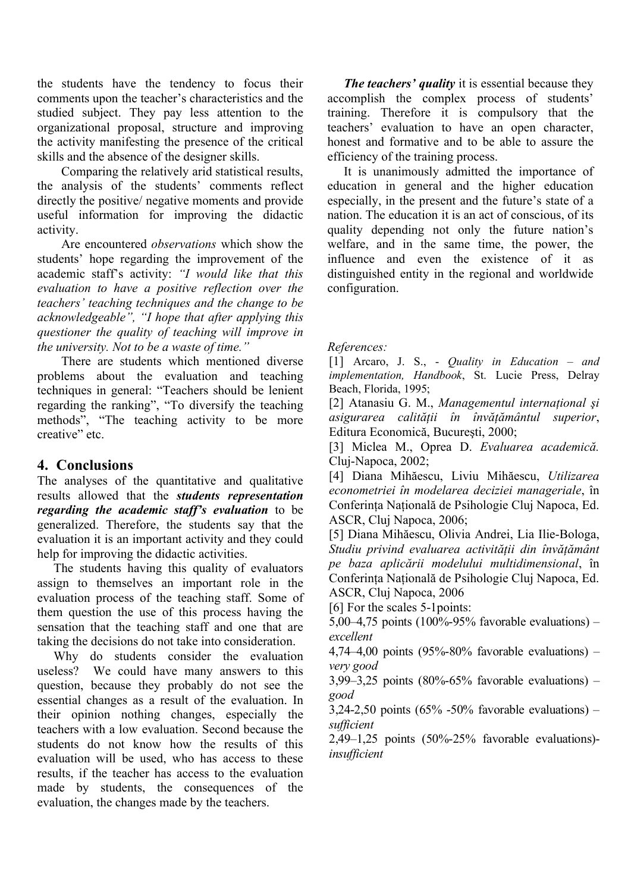the students have the tendency to focus their comments upon the teacher's characteristics and the studied subject. They pay less attention to the organizational proposal, structure and improving the activity manifesting the presence of the critical skills and the absence of the designer skills.

Comparing the relatively arid statistical results, the analysis of the students' comments reflect directly the positive/ negative moments and provide useful information for improving the didactic activity.

Are encountered *observations* which show the students' hope regarding the improvement of the academic staff's activity: *"I would like that this evaluation to have a positive reflection over the teachers' teaching techniques and the change to be acknowledgeable", "I hope that after applying this questioner the quality of teaching will improve in the university. Not to be a waste of time."*

There are students which mentioned diverse problems about the evaluation and teaching techniques in general: "Teachers should be lenient regarding the ranking", "To diversify the teaching methods", "The teaching activity to be more creative" etc.

## 4. Conclusions

The analyses of the quantitative and qualitative results allowed that the ***students representation regarding the academic staff's evaluation*** to be generalized. Therefore, the students say that the evaluation it is an important activity and they could help for improving the didactic activities.

The students having this quality of evaluators assign to themselves an important role in the evaluation process of the teaching staff. Some of them question the use of this process having the sensation that the teaching staff and one that are taking the decisions do not take into consideration.

Why do students consider the evaluation useless? We could have many answers to this question, because they probably do not see the essential changes as a result of the evaluation. In their opinion nothing changes, especially the teachers with a low evaluation. Second because the students do not know how the results of this evaluation will be used, who has access to these results, if the teacher has access to the evaluation made by students, the consequences of the evaluation, the changes made by the teachers.

***The teachers' quality*** it is essential because they accomplish the complex process of students' training. Therefore it is compulsory that the teachers' evaluation to have an open character, honest and formative and to be able to assure the efficiency of the training process.

It is unanimously admitted the importance of education in general and the higher education especially, in the present and the future's state of a nation. The education it is an act of conscious, of its quality depending not only the future nation's welfare, and in the same time, the power, the influence and even the existence of it as distinguished entity in the regional and worldwide configuration.

*References:*

[1] Arcaro, J. S., - *Quality in Education – and implementation, Handbook*, St. Lucie Press, Delray Beach, Florida, 1995;

[2] Atanasiu G. M., *Managementul internațional şi asigurarea calității în învățământul superior*, Editura Economică, Bucureşti, 2000;

[3] Miclea M., Oprea D. *Evaluarea academică.* Cluj-Napoca, 2002;

[4] Diana Mihăescu, Liviu Mihăescu, *Utilizarea econometriei în modelarea deciziei manageriale*, în Conferința Națională de Psihologie Cluj Napoca, Ed. ASCR, Cluj Napoca, 2006;

[5] Diana Mihăescu, Olivia Andrei, Lia Ilie-Bologa, *Studiu privind evaluarea activității din învățământ pe baza aplicării modelului multidimensional*, în Conferința Națională de Psihologie Cluj Napoca, Ed. ASCR, Cluj Napoca, 2006

[6] For the scales 5-1points:

5,00–4,75 points (100%-95% favorable evaluations) – *excellent*

4,74–4,00 points (95%-80% favorable evaluations) – *very good*

3,99–3,25 points (80%-65% favorable evaluations) – *good*

3,24-2,50 points (65% -50% favorable evaluations) – *sufficient*

2,49–1,25 points (50%-25% favorable evaluations)- *insufficient*